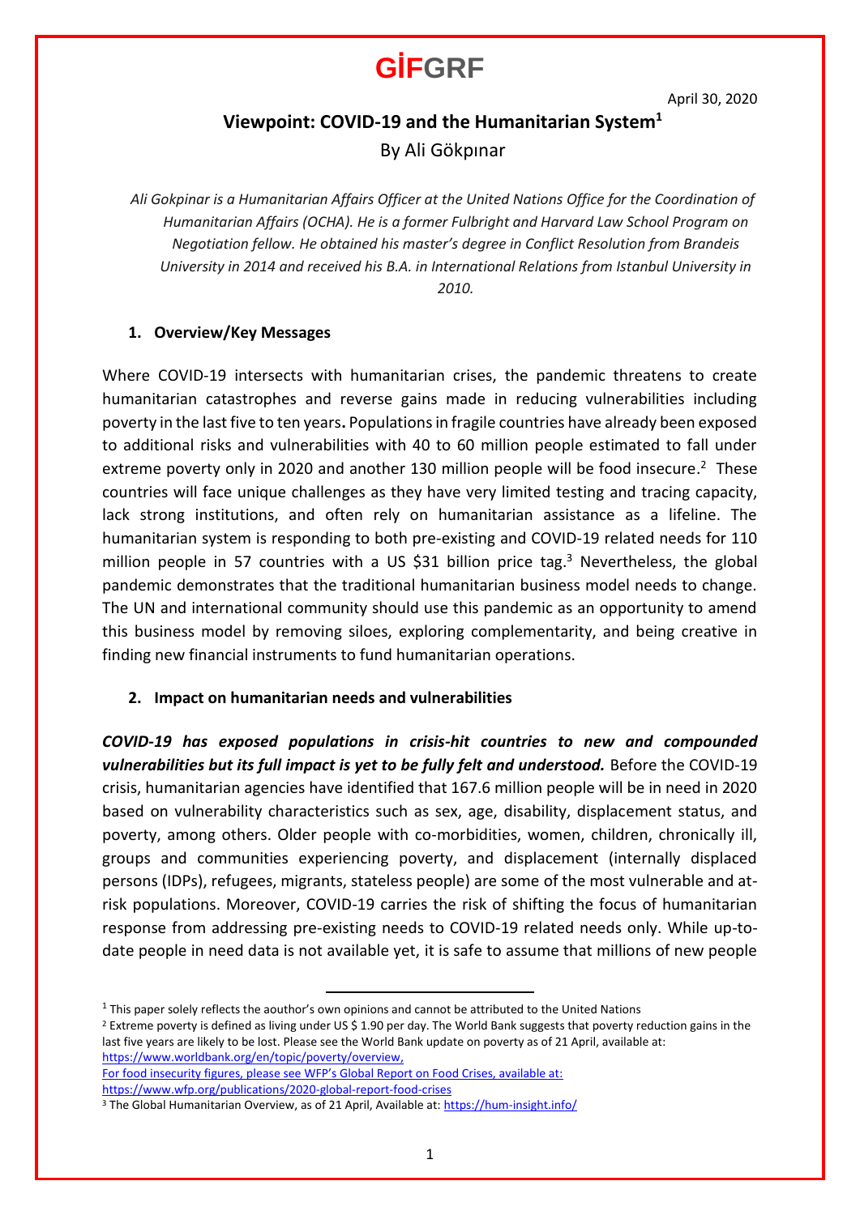GİFGRF

April 30, 2020

# Viewpoint: COVID-19 and the Humanitarian System[1]

By Ali Gökpınar

*Ali Gokpinar is a Humanitarian Affairs Officer at the United Nations Office for the Coordination of Humanitarian Affairs (OCHA). He is a former Fulbright and Harvard Law School Program on Negotiation fellow. He obtained his master's degree in Conflict Resolution from Brandeis University in 2014 and received his B.A. in International Relations from Istanbul University in 2010.*

## 1. Overview/Key Messages

Where COVID-19 intersects with humanitarian crises, the pandemic threatens to create humanitarian catastrophes and reverse gains made in reducing vulnerabilities including poverty in the last five to ten years**.** Populations in fragile countries have already been exposed to additional risks and vulnerabilities with 40 to 60 million people estimated to fall under extreme poverty only in 2020 and another 130 million people will be food insecure.[2] These countries will face unique challenges as they have very limited testing and tracing capacity, lack strong institutions, and often rely on humanitarian assistance as a lifeline. The humanitarian system is responding to both pre-existing and COVID-19 related needs for 110 million people in 57 countries with a US $31 billion price tag.[3] Nevertheless, the global pandemic demonstrates that the traditional humanitarian business model needs to change. The UN and international community should use this pandemic as an opportunity to amend this business model by removing siloes, exploring complementarity, and being creative in finding new financial instruments to fund humanitarian operations.

## 2. Impact on humanitarian needs and vulnerabilities

***COVID-19 has exposed populations in crisis-hit countries to new and compounded vulnerabilities but its full impact is yet to be fully felt and understood.*** Before the COVID-19 crisis, humanitarian agencies have identified that 167.6 million people will be in need in 2020 based on vulnerability characteristics such as sex, age, disability, displacement status, and poverty, among others. Older people with co-morbidities, women, children, chronically ill, groups and communities experiencing poverty, and displacement (internally displaced persons (IDPs), refugees, migrants, stateless people) are some of the most vulnerable and at-risk populations. Moreover, COVID-19 carries the risk of shifting the focus of humanitarian response from addressing pre-existing needs to COVID-19 related needs only. While up-to-date people in need data is not available yet, it is safe to assume that millions of new people

---

[1] This paper solely reflects the aouthor's own opinions and cannot be attributed to the United Nations

[2] Extreme poverty is defined as living under US $ 1.90 per day. The World Bank suggests that poverty reduction gains in the last five years are likely to be lost. Please see the World Bank update on poverty as of 21 April, available at: https://www.worldbank.org/en/topic/poverty/overview, For food insecurity figures, please see WFP's Global Report on Food Crises, available at: https://www.wfp.org/publications/2020-global-report-food-crises

[3] The Global Humanitarian Overview, as of 21 April, Available at: https://hum-insight.info/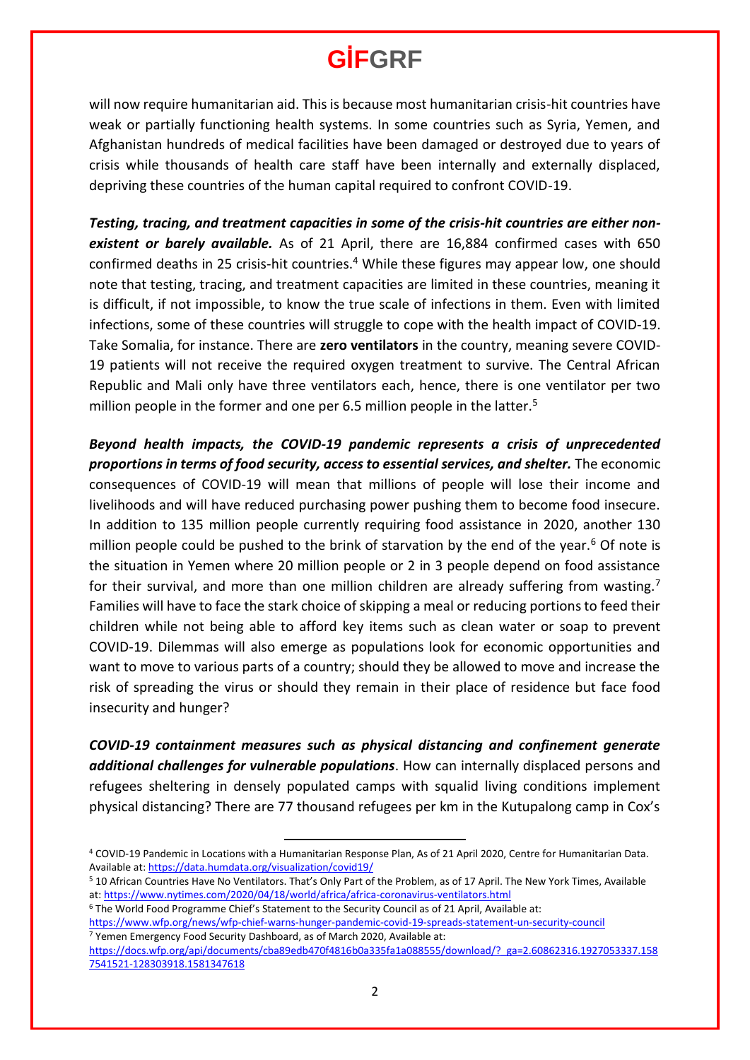will now require humanitarian aid. This is because most humanitarian crisis-hit countries have weak or partially functioning health systems. In some countries such as Syria, Yemen, and Afghanistan hundreds of medical facilities have been damaged or destroyed due to years of crisis while thousands of health care staff have been internally and externally displaced, depriving these countries of the human capital required to confront COVID-19.

***Testing, tracing, and treatment capacities in some of the crisis-hit countries are either non-existent or barely available.*** As of 21 April, there are 16,884 confirmed cases with 650 confirmed deaths in 25 crisis-hit countries.[4] While these figures may appear low, one should note that testing, tracing, and treatment capacities are limited in these countries, meaning it is difficult, if not impossible, to know the true scale of infections in them. Even with limited infections, some of these countries will struggle to cope with the health impact of COVID-19. Take Somalia, for instance. There are **zero ventilators** in the country, meaning severe COVID-19 patients will not receive the required oxygen treatment to survive. The Central African Republic and Mali only have three ventilators each, hence, there is one ventilator per two million people in the former and one per 6.5 million people in the latter.[5]

***Beyond health impacts, the COVID-19 pandemic represents a crisis of unprecedented proportions in terms of food security, access to essential services, and shelter.*** The economic consequences of COVID-19 will mean that millions of people will lose their income and livelihoods and will have reduced purchasing power pushing them to become food insecure. In addition to 135 million people currently requiring food assistance in 2020, another 130 million people could be pushed to the brink of starvation by the end of the year.[6] Of note is the situation in Yemen where 20 million people or 2 in 3 people depend on food assistance for their survival, and more than one million children are already suffering from wasting.[7] Families will have to face the stark choice of skipping a meal or reducing portions to feed their children while not being able to afford key items such as clean water or soap to prevent COVID-19. Dilemmas will also emerge as populations look for economic opportunities and want to move to various parts of a country; should they be allowed to move and increase the risk of spreading the virus or should they remain in their place of residence but face food insecurity and hunger?

***COVID-19 containment measures such as physical distancing and confinement generate additional challenges for vulnerable populations***. How can internally displaced persons and refugees sheltering in densely populated camps with squalid living conditions implement physical distancing? There are 77 thousand refugees per km in the Kutupalong camp in Cox's

---

[4] COVID-19 Pandemic in Locations with a Humanitarian Response Plan, As of 21 April 2020, Centre for Humanitarian Data. Available at: https://data.humdata.org/visualization/covid19/

[5] 10 African Countries Have No Ventilators. That's Only Part of the Problem, as of 17 April. The New York Times, Available at: https://www.nytimes.com/2020/04/18/world/africa/africa-coronavirus-ventilators.html

[6] The World Food Programme Chief's Statement to the Security Council as of 21 April, Available at: https://www.wfp.org/news/wfp-chief-warns-hunger-pandemic-covid-19-spreads-statement-un-security-council

[7] Yemen Emergency Food Security Dashboard, as of March 2020, Available at: https://docs.wfp.org/api/documents/cba89edb470f4816b0a335fa1a088555/download/?_ga=2.60862316.1927053337.1587541521-128303918.1581347618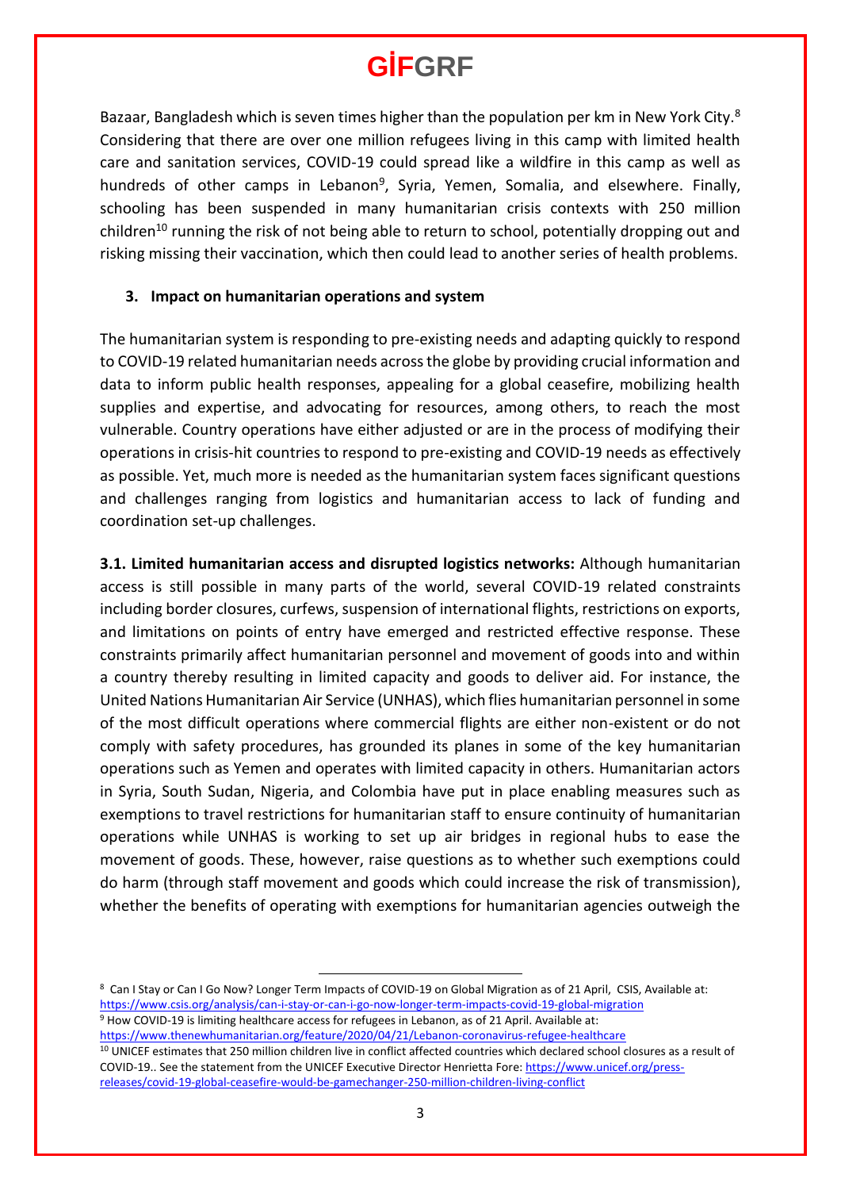Bazaar, Bangladesh which is seven times higher than the population per km in New York City.[8] Considering that there are over one million refugees living in this camp with limited health care and sanitation services, COVID-19 could spread like a wildfire in this camp as well as hundreds of other camps in Lebanon[9], Syria, Yemen, Somalia, and elsewhere. Finally, schooling has been suspended in many humanitarian crisis contexts with 250 million children[10] running the risk of not being able to return to school, potentially dropping out and risking missing their vaccination, which then could lead to another series of health problems.

### 3. Impact on humanitarian operations and system

The humanitarian system is responding to pre-existing needs and adapting quickly to respond to COVID-19 related humanitarian needs across the globe by providing crucial information and data to inform public health responses, appealing for a global ceasefire, mobilizing health supplies and expertise, and advocating for resources, among others, to reach the most vulnerable. Country operations have either adjusted or are in the process of modifying their operations in crisis-hit countries to respond to pre-existing and COVID-19 needs as effectively as possible. Yet, much more is needed as the humanitarian system faces significant questions and challenges ranging from logistics and humanitarian access to lack of funding and coordination set-up challenges.

**3.1. Limited humanitarian access and disrupted logistics networks:** Although humanitarian access is still possible in many parts of the world, several COVID-19 related constraints including border closures, curfews, suspension of international flights, restrictions on exports, and limitations on points of entry have emerged and restricted effective response. These constraints primarily affect humanitarian personnel and movement of goods into and within a country thereby resulting in limited capacity and goods to deliver aid. For instance, the United Nations Humanitarian Air Service (UNHAS), which flies humanitarian personnel in some of the most difficult operations where commercial flights are either non-existent or do not comply with safety procedures, has grounded its planes in some of the key humanitarian operations such as Yemen and operates with limited capacity in others. Humanitarian actors in Syria, South Sudan, Nigeria, and Colombia have put in place enabling measures such as exemptions to travel restrictions for humanitarian staff to ensure continuity of humanitarian operations while UNHAS is working to set up air bridges in regional hubs to ease the movement of goods. These, however, raise questions as to whether such exemptions could do harm (through staff movement and goods which could increase the risk of transmission), whether the benefits of operating with exemptions for humanitarian agencies outweigh the

---

[8] Can I Stay or Can I Go Now? Longer Term Impacts of COVID-19 on Global Migration as of 21 April, CSIS, Available at: https://www.csis.org/analysis/can-i-stay-or-can-i-go-now-longer-term-impacts-covid-19-global-migration

[9] How COVID-19 is limiting healthcare access for refugees in Lebanon, as of 21 April. Available at: https://www.thenewhumanitarian.org/feature/2020/04/21/Lebanon-coronavirus-refugee-healthcare

[10] UNICEF estimates that 250 million children live in conflict affected countries which declared school closures as a result of COVID-19.. See the statement from the UNICEF Executive Director Henrietta Fore: https://www.unicef.org/press-releases/covid-19-global-ceasefire-would-be-gamechanger-250-million-children-living-conflict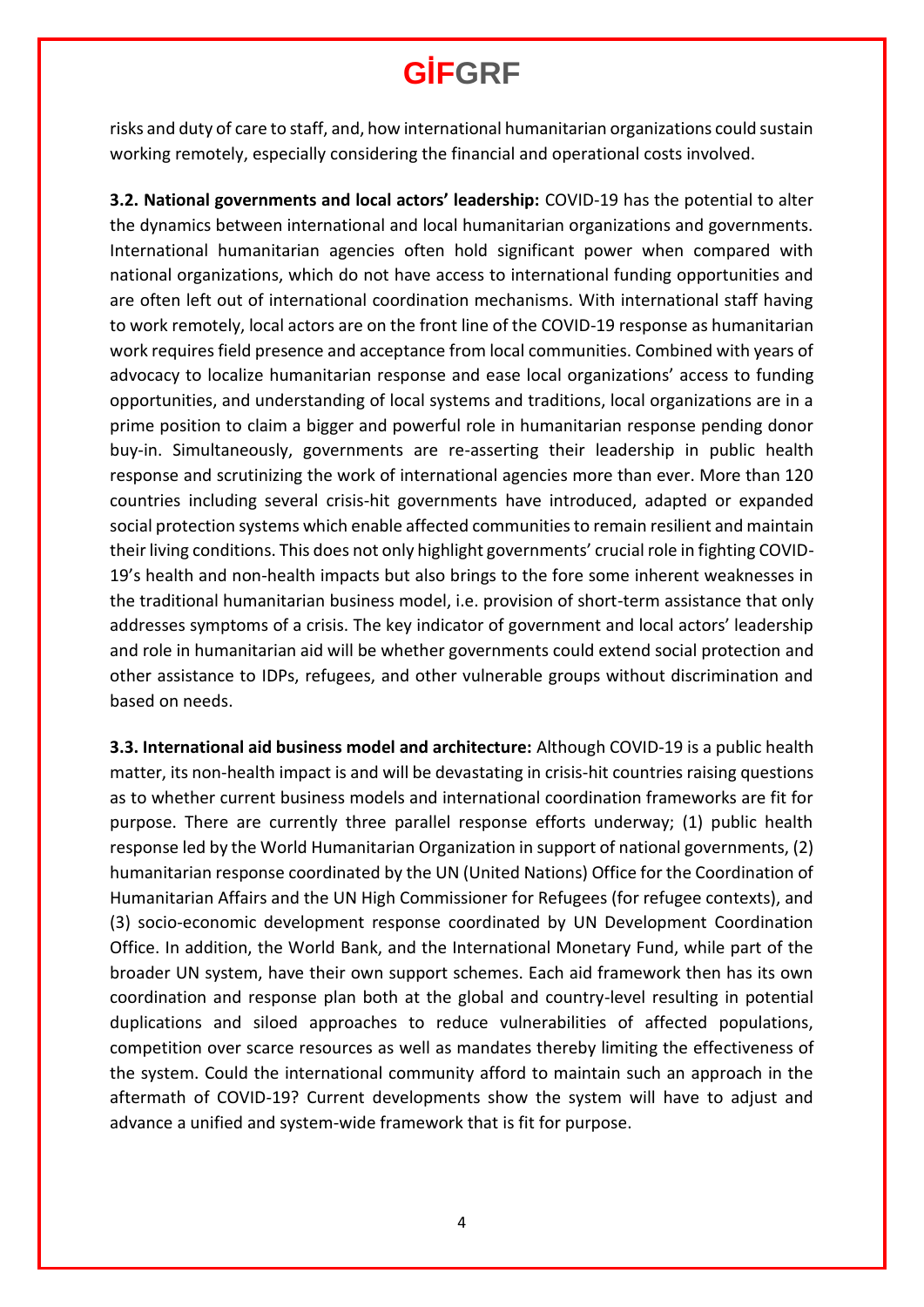risks and duty of care to staff, and, how international humanitarian organizations could sustain working remotely, especially considering the financial and operational costs involved.

**3.2. National governments and local actors' leadership:** COVID-19 has the potential to alter the dynamics between international and local humanitarian organizations and governments. International humanitarian agencies often hold significant power when compared with national organizations, which do not have access to international funding opportunities and are often left out of international coordination mechanisms. With international staff having to work remotely, local actors are on the front line of the COVID-19 response as humanitarian work requires field presence and acceptance from local communities. Combined with years of advocacy to localize humanitarian response and ease local organizations' access to funding opportunities, and understanding of local systems and traditions, local organizations are in a prime position to claim a bigger and powerful role in humanitarian response pending donor buy-in. Simultaneously, governments are re-asserting their leadership in public health response and scrutinizing the work of international agencies more than ever. More than 120 countries including several crisis-hit governments have introduced, adapted or expanded social protection systems which enable affected communities to remain resilient and maintain their living conditions. This does not only highlight governments' crucial role in fighting COVID-19's health and non-health impacts but also brings to the fore some inherent weaknesses in the traditional humanitarian business model, i.e. provision of short-term assistance that only addresses symptoms of a crisis. The key indicator of government and local actors' leadership and role in humanitarian aid will be whether governments could extend social protection and other assistance to IDPs, refugees, and other vulnerable groups without discrimination and based on needs.

**3.3. International aid business model and architecture:** Although COVID-19 is a public health matter, its non-health impact is and will be devastating in crisis-hit countries raising questions as to whether current business models and international coordination frameworks are fit for purpose. There are currently three parallel response efforts underway; (1) public health response led by the World Humanitarian Organization in support of national governments, (2) humanitarian response coordinated by the UN (United Nations) Office for the Coordination of Humanitarian Affairs and the UN High Commissioner for Refugees (for refugee contexts), and (3) socio-economic development response coordinated by UN Development Coordination Office. In addition, the World Bank, and the International Monetary Fund, while part of the broader UN system, have their own support schemes. Each aid framework then has its own coordination and response plan both at the global and country-level resulting in potential duplications and siloed approaches to reduce vulnerabilities of affected populations, competition over scarce resources as well as mandates thereby limiting the effectiveness of the system. Could the international community afford to maintain such an approach in the aftermath of COVID-19? Current developments show the system will have to adjust and advance a unified and system-wide framework that is fit for purpose.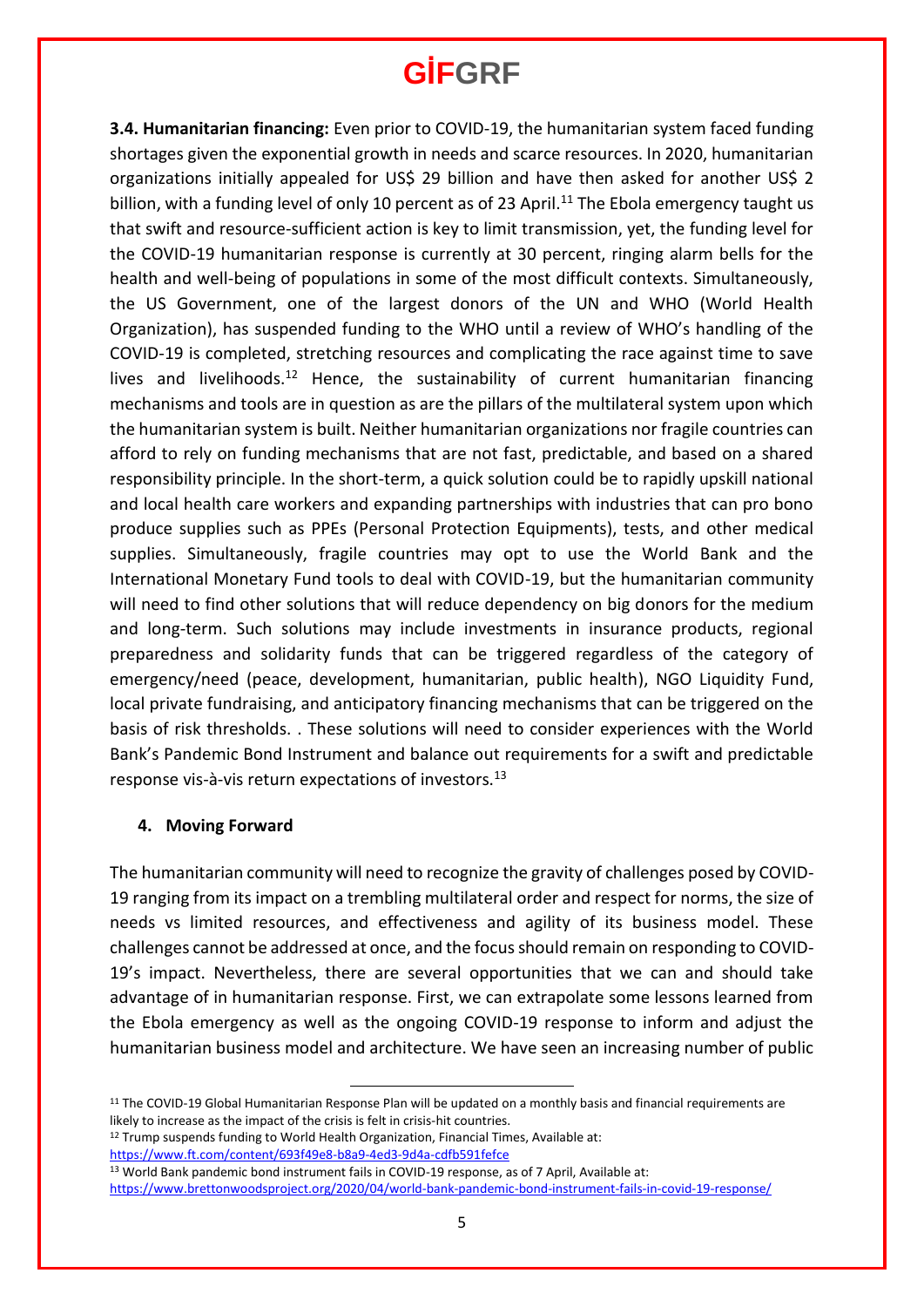**3.4. Humanitarian financing:** Even prior to COVID-19, the humanitarian system faced funding shortages given the exponential growth in needs and scarce resources. In 2020, humanitarian organizations initially appealed for US$ 29 billion and have then asked for another US$ 2 billion, with a funding level of only 10 percent as of 23 April.[11] The Ebola emergency taught us that swift and resource-sufficient action is key to limit transmission, yet, the funding level for the COVID-19 humanitarian response is currently at 30 percent, ringing alarm bells for the health and well-being of populations in some of the most difficult contexts. Simultaneously, the US Government, one of the largest donors of the UN and WHO (World Health Organization), has suspended funding to the WHO until a review of WHO's handling of the COVID-19 is completed, stretching resources and complicating the race against time to save lives and livelihoods.[12] Hence, the sustainability of current humanitarian financing mechanisms and tools are in question as are the pillars of the multilateral system upon which the humanitarian system is built. Neither humanitarian organizations nor fragile countries can afford to rely on funding mechanisms that are not fast, predictable, and based on a shared responsibility principle. In the short-term, a quick solution could be to rapidly upskill national and local health care workers and expanding partnerships with industries that can pro bono produce supplies such as PPEs (Personal Protection Equipments), tests, and other medical supplies. Simultaneously, fragile countries may opt to use the World Bank and the International Monetary Fund tools to deal with COVID-19, but the humanitarian community will need to find other solutions that will reduce dependency on big donors for the medium and long-term. Such solutions may include investments in insurance products, regional preparedness and solidarity funds that can be triggered regardless of the category of emergency/need (peace, development, humanitarian, public health), NGO Liquidity Fund, local private fundraising, and anticipatory financing mechanisms that can be triggered on the basis of risk thresholds. . These solutions will need to consider experiences with the World Bank's Pandemic Bond Instrument and balance out requirements for a swift and predictable response vis-à-vis return expectations of investors.[13]

## 4. Moving Forward

The humanitarian community will need to recognize the gravity of challenges posed by COVID-19 ranging from its impact on a trembling multilateral order and respect for norms, the size of needs vs limited resources, and effectiveness and agility of its business model. These challenges cannot be addressed at once, and the focus should remain on responding to COVID-19's impact. Nevertheless, there are several opportunities that we can and should take advantage of in humanitarian response. First, we can extrapolate some lessons learned from the Ebola emergency as well as the ongoing COVID-19 response to inform and adjust the humanitarian business model and architecture. We have seen an increasing number of public

---

[11] The COVID-19 Global Humanitarian Response Plan will be updated on a monthly basis and financial requirements are likely to increase as the impact of the crisis is felt in crisis-hit countries.

[12] Trump suspends funding to World Health Organization, Financial Times, Available at: https://www.ft.com/content/693f49e8-b8a9-4ed3-9d4a-cdfb591fefce

[13] World Bank pandemic bond instrument fails in COVID-19 response, as of 7 April, Available at: https://www.brettonwoodsproject.org/2020/04/world-bank-pandemic-bond-instrument-fails-in-covid-19-response/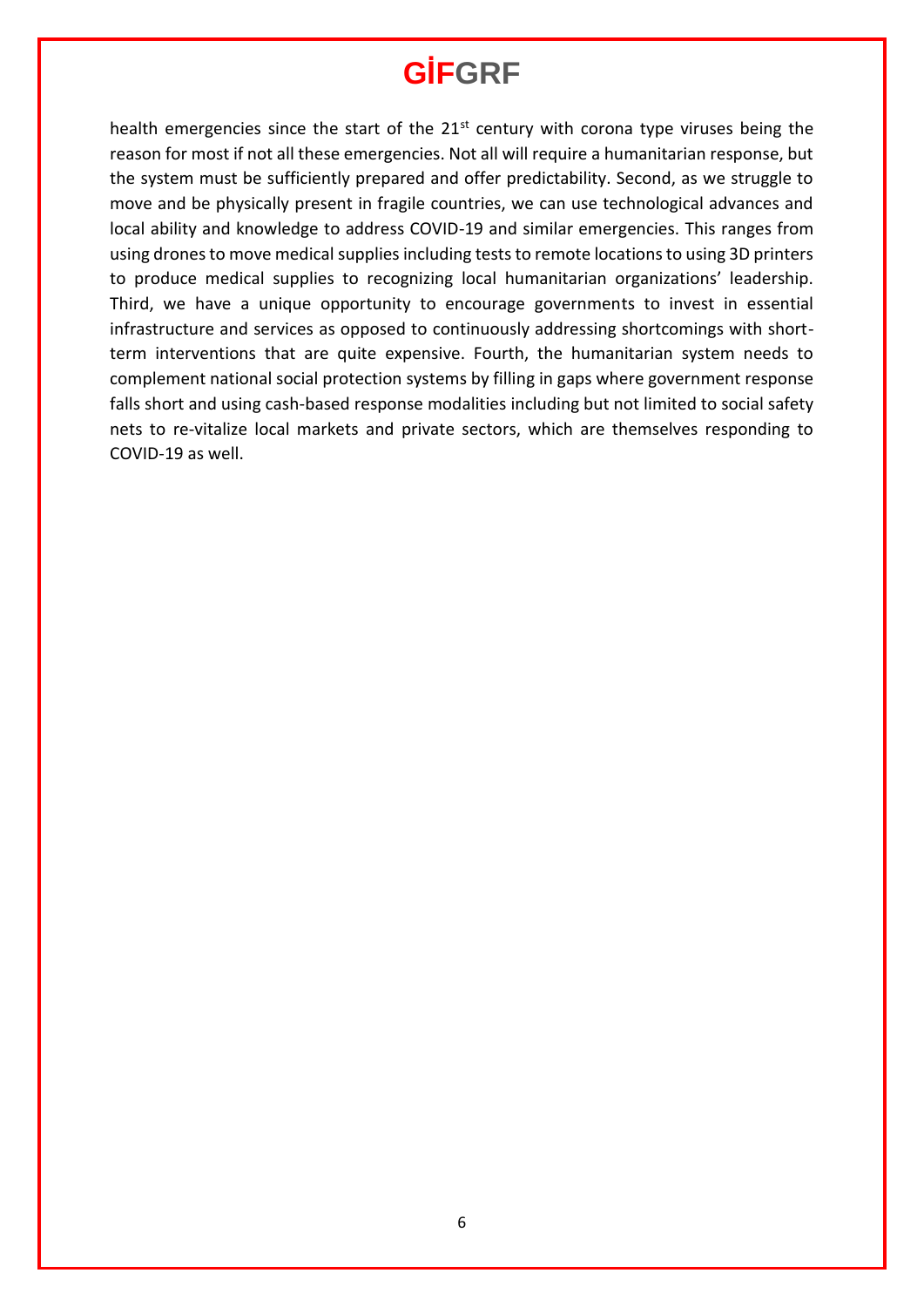health emergencies since the start of the 21st century with corona type viruses being the reason for most if not all these emergencies. Not all will require a humanitarian response, but the system must be sufficiently prepared and offer predictability. Second, as we struggle to move and be physically present in fragile countries, we can use technological advances and local ability and knowledge to address COVID-19 and similar emergencies. This ranges from using drones to move medical supplies including tests to remote locations to using 3D printers to produce medical supplies to recognizing local humanitarian organizations' leadership. Third, we have a unique opportunity to encourage governments to invest in essential infrastructure and services as opposed to continuously addressing shortcomings with short-term interventions that are quite expensive. Fourth, the humanitarian system needs to complement national social protection systems by filling in gaps where government response falls short and using cash-based response modalities including but not limited to social safety nets to re-vitalize local markets and private sectors, which are themselves responding to COVID-19 as well.